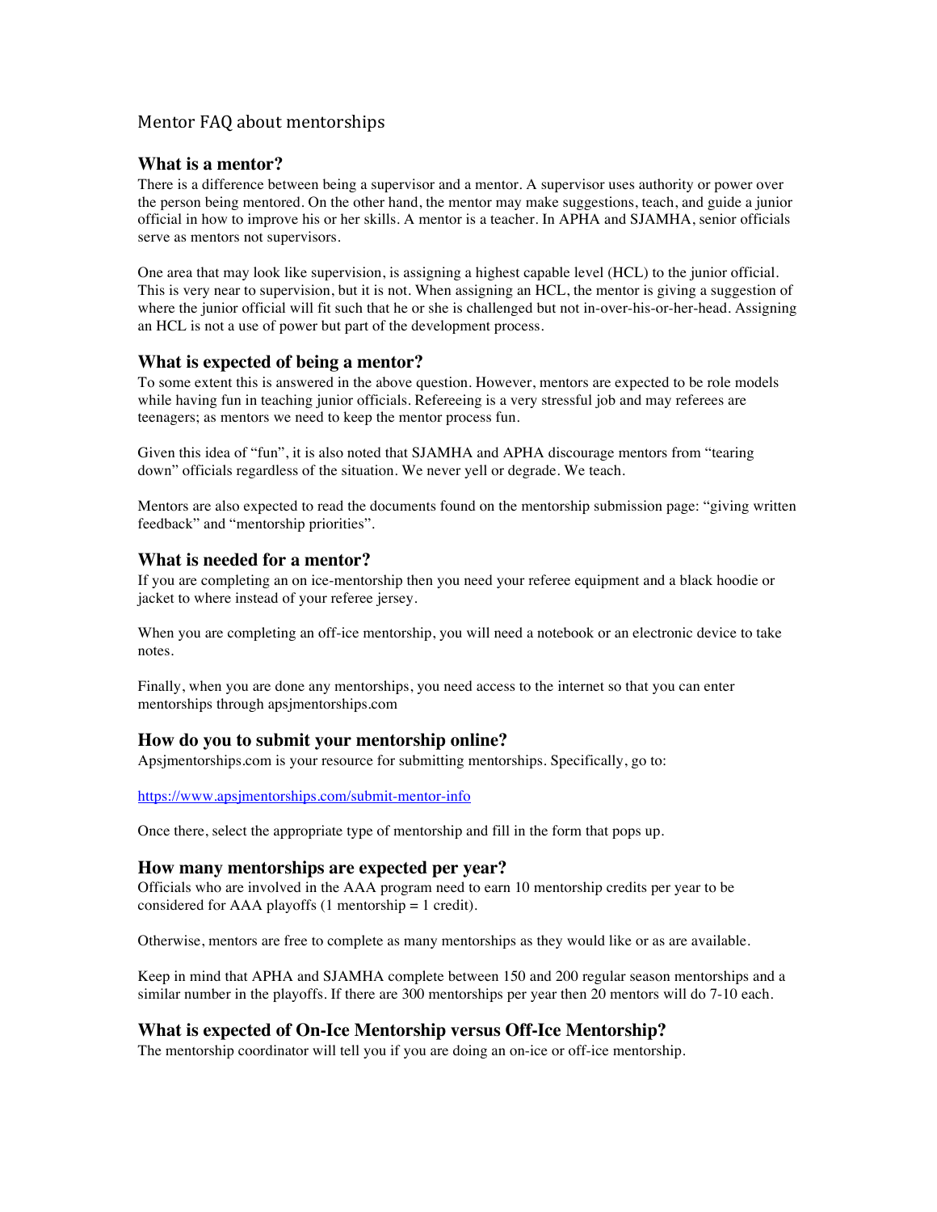# Mentor FAQ about mentorships

## What is a mentor?

There is a difference between being a supervisor and a mentor. A supervisor uses authority or power over the person being mentored. On the other hand, the mentor may make suggestions, teach, and guide a junior official in how to improve his or her skills. A mentor is a teacher. In APHA and SJAMHA, senior officials serve as mentors not supervisors.

One area that may look like supervision, is assigning a highest capable level (HCL) to the junior official. This is very near to supervision, but it is not. When assigning an HCL, the mentor is giving a suggestion of where the junior official will fit such that he or she is challenged but not in-over-his-or-her-head. Assigning an HCL is not a use of power but part of the development process.

## What is expected of being a mentor?

To some extent this is answered in the above question. However, mentors are expected to be role models while having fun in teaching junior officials. Refereeing is a very stressful job and may referees are teenagers; as mentors we need to keep the mentor process fun.

Given this idea of "fun", it is also noted that SJAMHA and APHA discourage mentors from "tearing down" officials regardless of the situation. We never yell or degrade. We teach.

Mentors are also expected to read the documents found on the mentorship submission page: "giving written feedback" and "mentorship priorities".

## What is needed for a mentor?

If you are completing an on ice-mentorship then you need your referee equipment and a black hoodie or jacket to where instead of your referee jersey.

When you are completing an off-ice mentorship, you will need a notebook or an electronic device to take notes.

Finally, when you are done any mentorships, you need access to the internet so that you can enter mentorships through apsjmentorships.com

## How do you to submit your mentorship online?

Apsjmentorships.com is your resource for submitting mentorships. Specifically, go to:

[https://www.apsjmentorships.com/submit-mentor-info](https://www.apsjmentorships.com/submit-mentor-info)

Once there, select the appropriate type of mentorship and fill in the form that pops up.

## How many mentorships are expected per year?

Officials who are involved in the AAA program need to earn 10 mentorship credits per year to be considered for AAA playoffs (1 mentorship = 1 credit).

Otherwise, mentors are free to complete as many mentorships as they would like or as are available.

Keep in mind that APHA and SJAMHA complete between 150 and 200 regular season mentorships and a similar number in the playoffs. If there are 300 mentorships per year then 20 mentors will do 7-10 each.

## What is expected of On-Ice Mentorship versus Off-Ice Mentorship?

The mentorship coordinator will tell you if you are doing an on-ice or off-ice mentorship.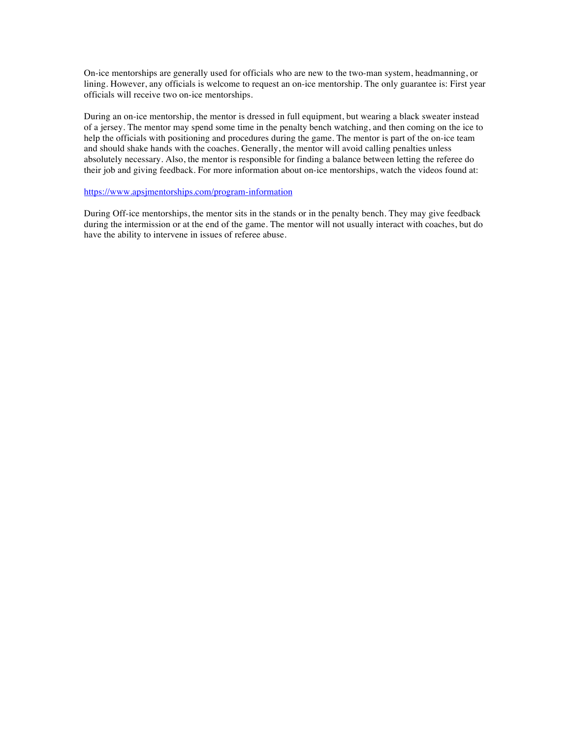On-ice mentorships are generally used for officials who are new to the two-man system, headmanning, or lining. However, any officials is welcome to request an on-ice mentorship. The only guarantee is: First year officials will receive two on-ice mentorships.

During an on-ice mentorship, the mentor is dressed in full equipment, but wearing a black sweater instead of a jersey. The mentor may spend some time in the penalty bench watching, and then coming on the ice to help the officials with positioning and procedures during the game. The mentor is part of the on-ice team and should shake hands with the coaches. Generally, the mentor will avoid calling penalties unless absolutely necessary. Also, the mentor is responsible for finding a balance between letting the referee do their job and giving feedback. For more information about on-ice mentorships, watch the videos found at:

https://www.apsjmentorships.com/program-information

During Off-ice mentorships, the mentor sits in the stands or in the penalty bench. They may give feedback during the intermission or at the end of the game. The mentor will not usually interact with coaches, but do have the ability to intervene in issues of referee abuse.